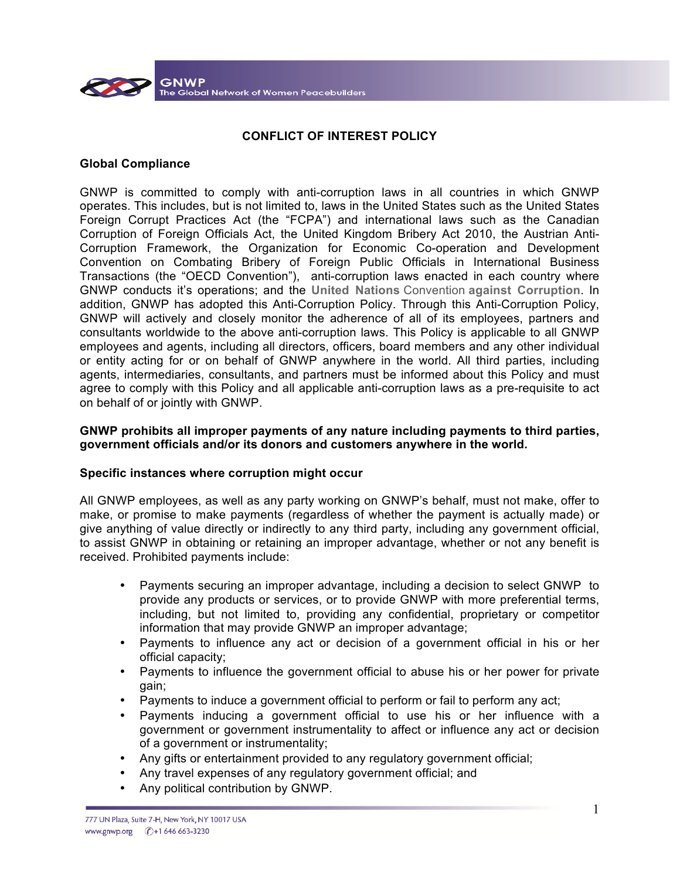# CONFLICT OF INTEREST POLICY

## Global Compliance

GNWP is committed to comply with anti-corruption laws in all countries in which GNWP operates. This includes, but is not limited to, laws in the United States such as the United States Foreign Corrupt Practices Act (the "FCPA") and international laws such as the Canadian Corruption of Foreign Officials Act, the United Kingdom Bribery Act 2010, the Austrian Anti-Corruption Framework, the Organization for Economic Co-operation and Development Convention on Combating Bribery of Foreign Public Officials in International Business Transactions (the "OECD Convention"), anti-corruption laws enacted in each country where GNWP conducts it's operations; and the **United Nations** Convention **against Corruption**. In addition, GNWP has adopted this Anti-Corruption Policy. Through this Anti-Corruption Policy, GNWP will actively and closely monitor the adherence of all of its employees, partners and consultants worldwide to the above anti-corruption laws. This Policy is applicable to all GNWP employees and agents, including all directors, officers, board members and any other individual or entity acting for or on behalf of GNWP anywhere in the world. All third parties, including agents, intermediaries, consultants, and partners must be informed about this Policy and must agree to comply with this Policy and all applicable anti-corruption laws as a pre-requisite to act on behalf of or jointly with GNWP.

**GNWP prohibits all improper payments of any nature including payments to third parties, government officials and/or its donors and customers anywhere in the world.**

## Specific instances where corruption might occur

All GNWP employees, as well as any party working on GNWP's behalf, must not make, offer to make, or promise to make payments (regardless of whether the payment is actually made) or give anything of value directly or indirectly to any third party, including any government official, to assist GNWP in obtaining or retaining an improper advantage, whether or not any benefit is received. Prohibited payments include:

- Payments securing an improper advantage, including a decision to select GNWP to provide any products or services, or to provide GNWP with more preferential terms, including, but not limited to, providing any confidential, proprietary or competitor information that may provide GNWP an improper advantage;
- Payments to influence any act or decision of a government official in his or her official capacity;
- Payments to influence the government official to abuse his or her power for private gain;
- Payments to induce a government official to perform or fail to perform any act;
- Payments inducing a government official to use his or her influence with a government or government instrumentality to affect or influence any act or decision of a government or instrumentality;
- Any gifts or entertainment provided to any regulatory government official;
- Any travel expenses of any regulatory government official; and
- Any political contribution by GNWP.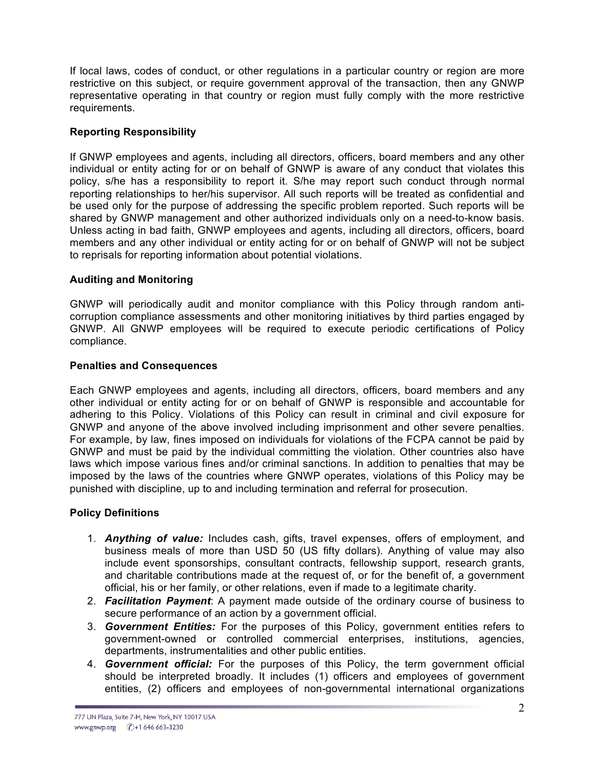If local laws, codes of conduct, or other regulations in a particular country or region are more restrictive on this subject, or require government approval of the transaction, then any GNWP representative operating in that country or region must fully comply with the more restrictive requirements.

**Reporting Responsibility**

If GNWP employees and agents, including all directors, officers, board members and any other individual or entity acting for or on behalf of GNWP is aware of any conduct that violates this policy, s/he has a responsibility to report it. S/he may report such conduct through normal reporting relationships to her/his supervisor. All such reports will be treated as confidential and be used only for the purpose of addressing the specific problem reported. Such reports will be shared by GNWP management and other authorized individuals only on a need-to-know basis. Unless acting in bad faith, GNWP employees and agents, including all directors, officers, board members and any other individual or entity acting for or on behalf of GNWP will not be subject to reprisals for reporting information about potential violations.

**Auditing and Monitoring**

GNWP will periodically audit and monitor compliance with this Policy through random anti-corruption compliance assessments and other monitoring initiatives by third parties engaged by GNWP. All GNWP employees will be required to execute periodic certifications of Policy compliance.

**Penalties and Consequences**

Each GNWP employees and agents, including all directors, officers, board members and any other individual or entity acting for or on behalf of GNWP is responsible and accountable for adhering to this Policy. Violations of this Policy can result in criminal and civil exposure for GNWP and anyone of the above involved including imprisonment and other severe penalties. For example, by law, fines imposed on individuals for violations of the FCPA cannot be paid by GNWP and must be paid by the individual committing the violation. Other countries also have laws which impose various fines and/or criminal sanctions. In addition to penalties that may be imposed by the laws of the countries where GNWP operates, violations of this Policy may be punished with discipline, up to and including termination and referral for prosecution.

**Policy Definitions**

1. ***Anything of value:*** Includes cash, gifts, travel expenses, offers of employment, and business meals of more than USD 50 (US fifty dollars). Anything of value may also include event sponsorships, consultant contracts, fellowship support, research grants, and charitable contributions made at the request of, or for the benefit of, a government official, his or her family, or other relations, even if made to a legitimate charity.
2. ***Facilitation Payment***: A payment made outside of the ordinary course of business to secure performance of an action by a government official.
3. ***Government Entities:*** For the purposes of this Policy, government entities refers to government-owned or controlled commercial enterprises, institutions, agencies, departments, instrumentalities and other public entities.
4. ***Government official:*** For the purposes of this Policy, the term government official should be interpreted broadly. It includes (1) officers and employees of government entities, (2) officers and employees of non-governmental international organizations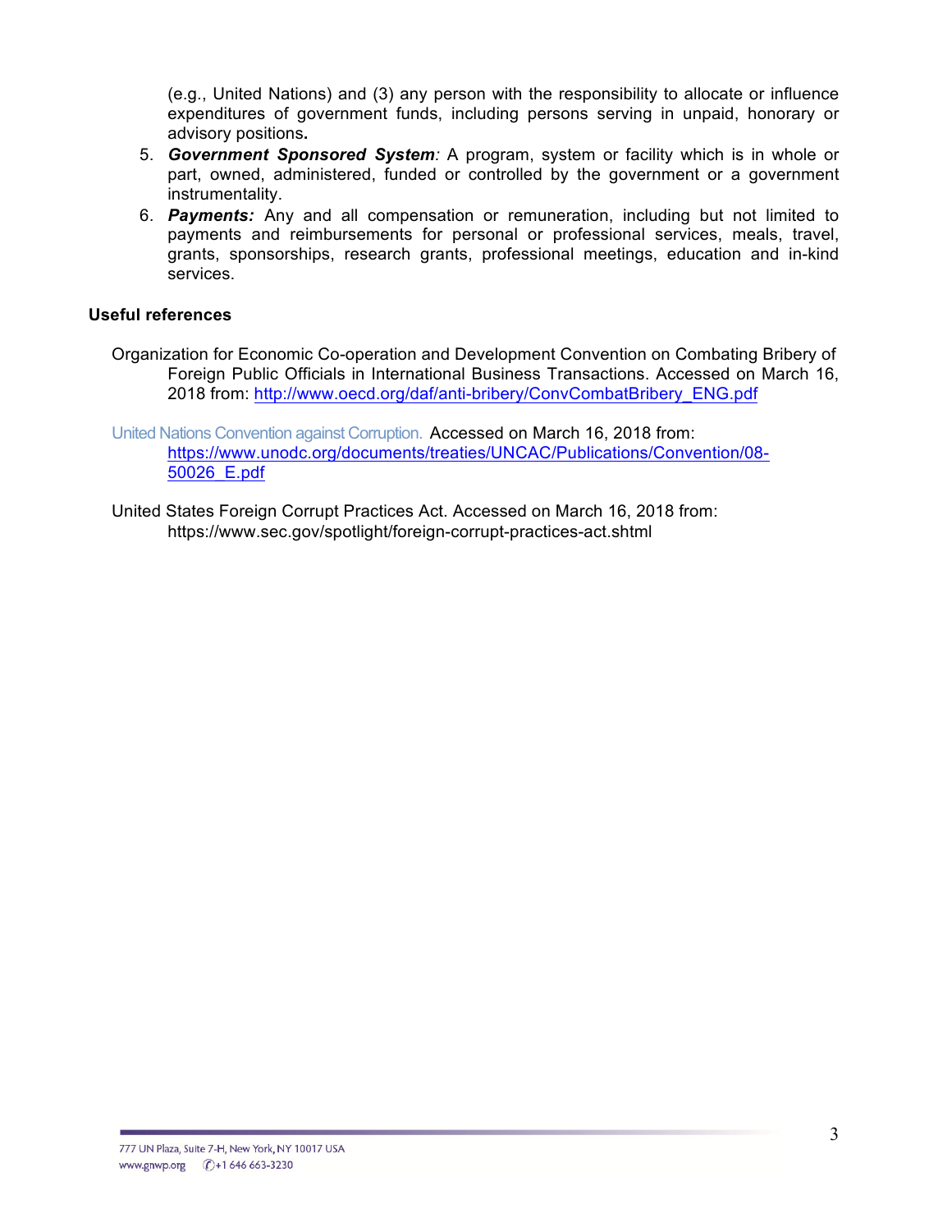(e.g., United Nations) and (3) any person with the responsibility to allocate or influence expenditures of government funds, including persons serving in unpaid, honorary or advisory positions**.**

5. ***Government Sponsored System****:* A program, system or facility which is in whole or part, owned, administered, funded or controlled by the government or a government instrumentality.
6. ***Payments:*** Any and all compensation or remuneration, including but not limited to payments and reimbursements for personal or professional services, meals, travel, grants, sponsorships, research grants, professional meetings, education and in-kind services.

**Useful references**

Organization for Economic Co-operation and Development Convention on Combating Bribery of Foreign Public Officials in International Business Transactions. Accessed on March 16, 2018 from: http://www.oecd.org/daf/anti-bribery/ConvCombatBribery_ENG.pdf

United Nations Convention against Corruption. Accessed on March 16, 2018 from: https://www.unodc.org/documents/treaties/UNCAC/Publications/Convention/08-50026_E.pdf

United States Foreign Corrupt Practices Act. Accessed on March 16, 2018 from: https://www.sec.gov/spotlight/foreign-corrupt-practices-act.shtml